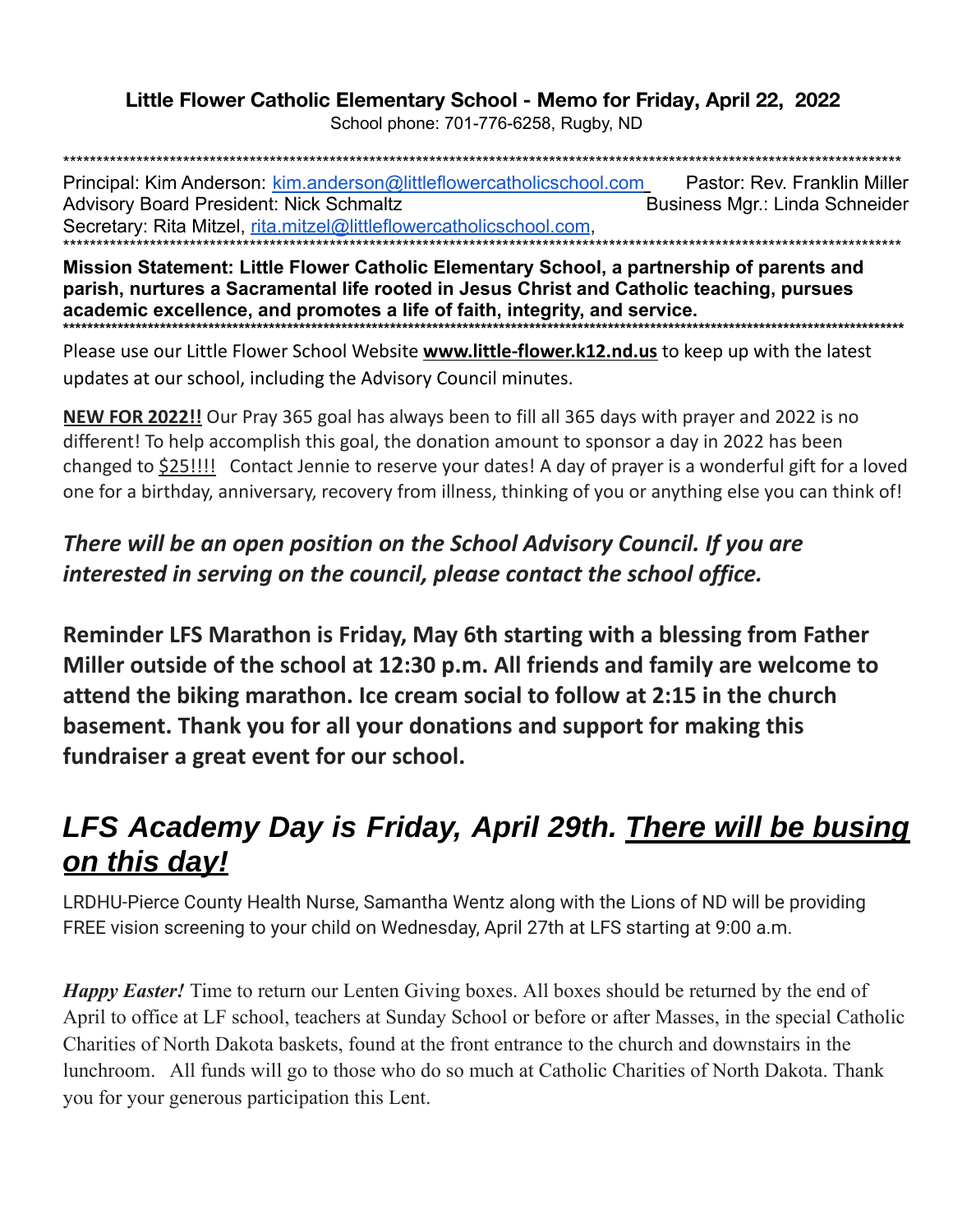**Little Flower Catholic Elementary School - Memo for Friday, April 22, 2022**

School phone: 701-776-6258, Rugby, ND

\*\*\*\*\*\*\*\*\*\*\*\*\*\*\*\*\*\*\*\*\*\*\*\*\*\*\*\*\*\*\*\*\*\*\*\*\*\*\*\*\*\*\*\*\*\*\*\*\*\*\*\*\*\*\*\*\*\*\*\*\*\*\*\*\*\*\*\*\*\*\*\*\*\*\*\*\*\*\*\*\*\*\*\*\*\*\*\*\*\*\*\*\*\*\*\*\*\*

Principal: Kim Anderson: kim.anderson@littleflowercatholicschool.com Pastor: Rev. Franklin Miller
Advisory Board President: Nick Schmaltz Business Mgr.: Linda Schneider
Secretary: Rita Mitzel, rita.mitzel@littleflowercatholicschool.com,

\*\*\*\*\*\*\*\*\*\*\*\*\*\*\*\*\*\*\*\*\*\*\*\*\*\*\*\*\*\*\*\*\*\*\*\*\*\*\*\*\*\*\*\*\*\*\*\*\*\*\*\*\*\*\*\*\*\*\*\*\*\*\*\*\*\*\*\*\*\*\*\*\*\*\*\*\*\*\*\*\*\*\*\*\*\*\*\*\*\*\*\*\*\*\*\*\*\*

**Mission Statement: Little Flower Catholic Elementary School, a partnership of parents and parish, nurtures a Sacramental life rooted in Jesus Christ and Catholic teaching, pursues academic excellence, and promotes a life of faith, integrity, and service.**

\*\*\*\*\*\*\*\*\*\*\*\*\*\*\*\*\*\*\*\*\*\*\*\*\*\*\*\*\*\*\*\*\*\*\*\*\*\*\*\*\*\*\*\*\*\*\*\*\*\*\*\*\*\*\*\*\*\*\*\*\*\*\*\*\*\*\*\*\*\*\*\*\*\*\*\*\*\*\*\*\*\*\*\*\*\*\*\*\*\*\*\*\*\*\*\*\*\*

Please use our Little Flower School Website **www.little-flower.k12.nd.us** to keep up with the latest updates at our school, including the Advisory Council minutes.

**NEW FOR 2022!!** Our Pray 365 goal has always been to fill all 365 days with prayer and 2022 is no different! To help accomplish this goal, the donation amount to sponsor a day in 2022 has been changed to $25!!!! Contact Jennie to reserve your dates! A day of prayer is a wonderful gift for a loved one for a birthday, anniversary, recovery from illness, thinking of you or anything else you can think of!

***There will be an open position on the School Advisory Council. If you are interested in serving on the council, please contact the school office.***

**Reminder LFS Marathon is Friday, May 6th starting with a blessing from Father Miller outside of the school at 12:30 p.m. All friends and family are welcome to attend the biking marathon. Ice cream social to follow at 2:15 in the church basement. Thank you for all your donations and support for making this fundraiser a great event for our school.**

## *LFS Academy Day is Friday, April 29th. There will be busing on this day!*

LRDHU-Pierce County Health Nurse, Samantha Wentz along with the Lions of ND will be providing FREE vision screening to your child on Wednesday, April 27th at LFS starting at 9:00 a.m.

***Happy Easter!*** Time to return our Lenten Giving boxes. All boxes should be returned by the end of April to office at LF school, teachers at Sunday School or before or after Masses, in the special Catholic Charities of North Dakota baskets, found at the front entrance to the church and downstairs in the lunchroom. All funds will go to those who do so much at Catholic Charities of North Dakota. Thank you for your generous participation this Lent.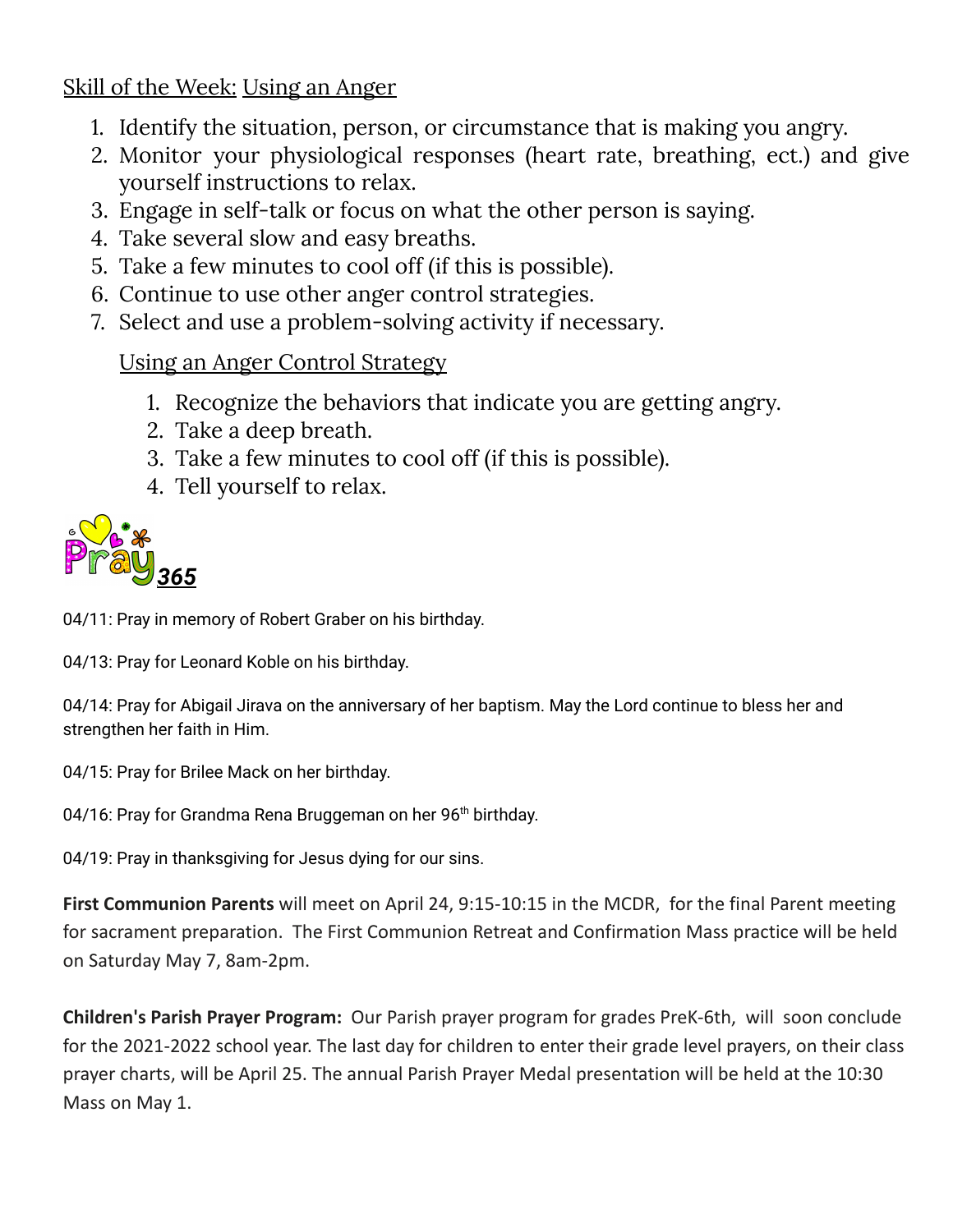Skill of the Week: Using an Anger

1. Identify the situation, person, or circumstance that is making you angry.
2. Monitor your physiological responses (heart rate, breathing, ect.) and give yourself instructions to relax.
3. Engage in self-talk or focus on what the other person is saying.
4. Take several slow and easy breaths.
5. Take a few minutes to cool off (if this is possible).
6. Continue to use other anger control strategies.
7. Select and use a problem-solving activity if necessary.

Using an Anger Control Strategy

1. Recognize the behaviors that indicate you are getting angry.
2. Take a deep breath.
3. Take a few minutes to cool off (if this is possible).
4. Tell yourself to relax.

Pray *365*

04/11: Pray in memory of Robert Graber on his birthday.

04/13: Pray for Leonard Koble on his birthday.

04/14: Pray for Abigail Jirava on the anniversary of her baptism. May the Lord continue to bless her and strengthen her faith in Him.

04/15: Pray for Brilee Mack on her birthday.

04/16: Pray for Grandma Rena Bruggeman on her 96th birthday.

04/19: Pray in thanksgiving for Jesus dying for our sins.

**First Communion Parents** will meet on April 24, 9:15-10:15 in the MCDR, for the final Parent meeting for sacrament preparation. The First Communion Retreat and Confirmation Mass practice will be held on Saturday May 7, 8am-2pm.

**Children's Parish Prayer Program:** Our Parish prayer program for grades PreK-6th, will soon conclude for the 2021-2022 school year. The last day for children to enter their grade level prayers, on their class prayer charts, will be April 25. The annual Parish Prayer Medal presentation will be held at the 10:30 Mass on May 1.